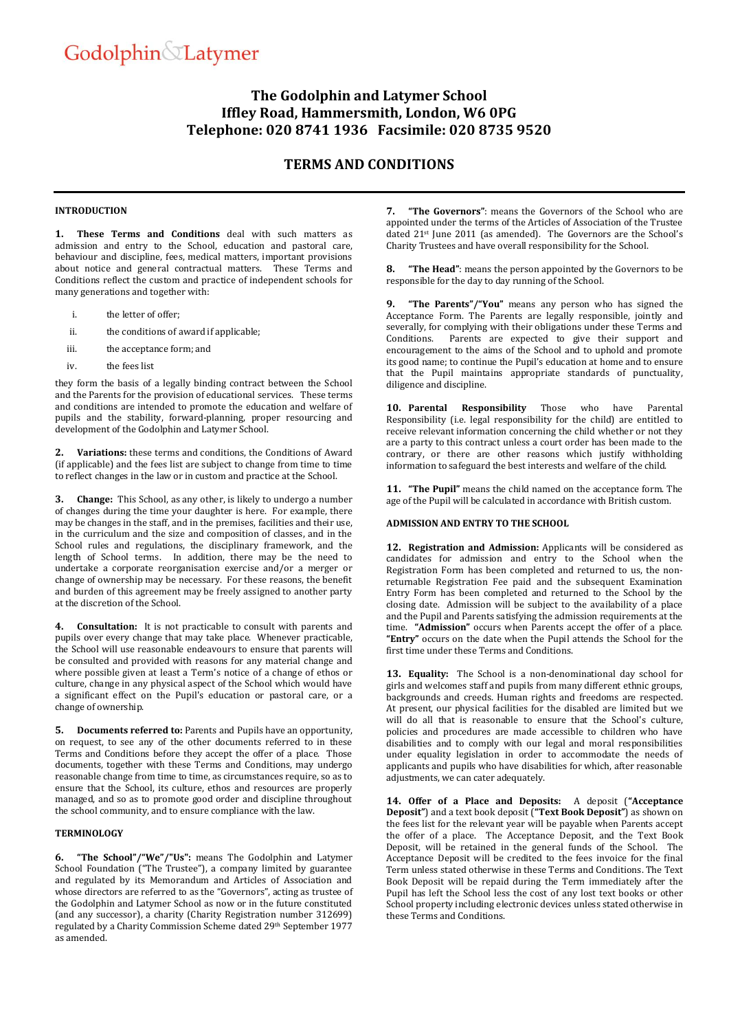Godolphin & Latymer

# The Godolphin and Latymer School
# Iffley Road, Hammersmith, London, W6 0PG
# Telephone: 020 8741 1936 Facsimile: 020 8735 9520

## TERMS AND CONDITIONS

### INTRODUCTION

**1. These Terms and Conditions** deal with such matters as admission and entry to the School, education and pastoral care, behaviour and discipline, fees, medical matters, important provisions about notice and general contractual matters. These Terms and Conditions reflect the custom and practice of independent schools for many generations and together with:

i. the letter of offer;

ii. the conditions of award if applicable;

iii. the acceptance form; and

iv. the fees list

they form the basis of a legally binding contract between the School and the Parents for the provision of educational services. These terms and conditions are intended to promote the education and welfare of pupils and the stability, forward-planning, proper resourcing and development of the Godolphin and Latymer School.

**2. Variations:** these terms and conditions, the Conditions of Award (if applicable) and the fees list are subject to change from time to time to reflect changes in the law or in custom and practice at the School.

**3. Change:** This School, as any other, is likely to undergo a number of changes during the time your daughter is here. For example, there may be changes in the staff, and in the premises, facilities and their use, in the curriculum and the size and composition of classes, and in the School rules and regulations, the disciplinary framework, and the length of School terms. In addition, there may be the need to undertake a corporate reorganisation exercise and/or a merger or change of ownership may be necessary. For these reasons, the benefit and burden of this agreement may be freely assigned to another party at the discretion of the School.

**4. Consultation:** It is not practicable to consult with parents and pupils over every change that may take place. Whenever practicable, the School will use reasonable endeavours to ensure that parents will be consulted and provided with reasons for any material change and where possible given at least a Term's notice of a change of ethos or culture, change in any physical aspect of the School which would have a significant effect on the Pupil's education or pastoral care, or a change of ownership.

**5. Documents referred to:** Parents and Pupils have an opportunity, on request, to see any of the other documents referred to in these Terms and Conditions before they accept the offer of a place. Those documents, together with these Terms and Conditions, may undergo reasonable change from time to time, as circumstances require, so as to ensure that the School, its culture, ethos and resources are properly managed, and so as to promote good order and discipline throughout the school community, and to ensure compliance with the law.

### TERMINOLOGY

**6. "The School"/"We"/"Us":** means The Godolphin and Latymer School Foundation ("The Trustee"), a company limited by guarantee and regulated by its Memorandum and Articles of Association and whose directors are referred to as the "Governors", acting as trustee of the Godolphin and Latymer School as now or in the future constituted (and any successor), a charity (Charity Registration number 312699) regulated by a Charity Commission Scheme dated 29th September 1977 as amended.

**7. "The Governors"**: means the Governors of the School who are appointed under the terms of the Articles of Association of the Trustee dated 21st June 2011 (as amended). The Governors are the School's Charity Trustees and have overall responsibility for the School.

**8. "The Head"**: means the person appointed by the Governors to be responsible for the day to day running of the School.

**9. "The Parents"/"You"** means any person who has signed the Acceptance Form. The Parents are legally responsible, jointly and severally, for complying with their obligations under these Terms and Conditions. Parents are expected to give their support and encouragement to the aims of the School and to uphold and promote its good name; to continue the Pupil's education at home and to ensure that the Pupil maintains appropriate standards of punctuality, diligence and discipline.

**10. Parental Responsibility** Those who have Parental Responsibility (i.e. legal responsibility for the child) are entitled to receive relevant information concerning the child whether or not they are a party to this contract unless a court order has been made to the contrary, or there are other reasons which justify withholding information to safeguard the best interests and welfare of the child.

**11. "The Pupil"** means the child named on the acceptance form. The age of the Pupil will be calculated in accordance with British custom.

### ADMISSION AND ENTRY TO THE SCHOOL

**12. Registration and Admission:** Applicants will be considered as candidates for admission and entry to the School when the Registration Form has been completed and returned to us, the non-returnable Registration Fee paid and the subsequent Examination Entry Form has been completed and returned to the School by the closing date. Admission will be subject to the availability of a place and the Pupil and Parents satisfying the admission requirements at the time. **"Admission"** occurs when Parents accept the offer of a place. **"Entry"** occurs on the date when the Pupil attends the School for the first time under these Terms and Conditions.

**13. Equality:** The School is a non-denominational day school for girls and welcomes staff and pupils from many different ethnic groups, backgrounds and creeds. Human rights and freedoms are respected. At present, our physical facilities for the disabled are limited but we will do all that is reasonable to ensure that the School's culture, policies and procedures are made accessible to children who have disabilities and to comply with our legal and moral responsibilities under equality legislation in order to accommodate the needs of applicants and pupils who have disabilities for which, after reasonable adjustments, we can cater adequately.

**14. Offer of a Place and Deposits:** A deposit (**"Acceptance Deposit"**) and a text book deposit (**"Text Book Deposit"**) as shown on the fees list for the relevant year will be payable when Parents accept the offer of a place. The Acceptance Deposit, and the Text Book Deposit, will be retained in the general funds of the School. The Acceptance Deposit will be credited to the fees invoice for the final Term unless stated otherwise in these Terms and Conditions. The Text Book Deposit will be repaid during the Term immediately after the Pupil has left the School less the cost of any lost text books or other School property including electronic devices unless stated otherwise in these Terms and Conditions.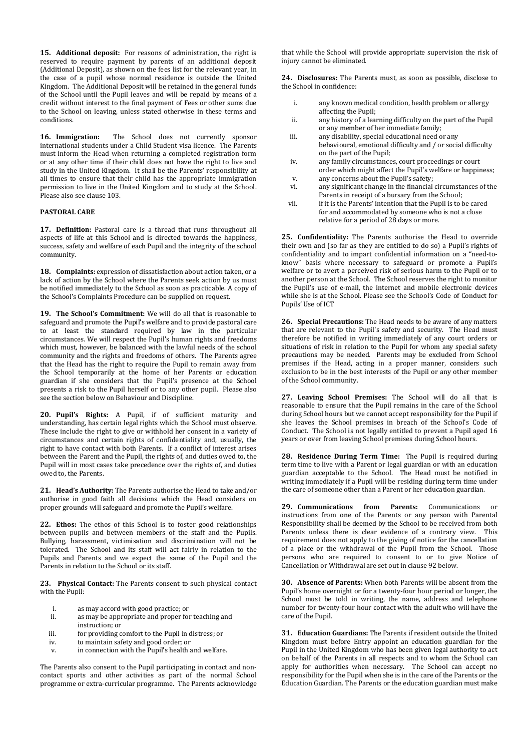**15. Additional deposit:** For reasons of administration, the right is reserved to require payment by parents of an additional deposit (Additional Deposit), as shown on the fees list for the relevant year, in the case of a pupil whose normal residence is outside the United Kingdom. The Additional Deposit will be retained in the general funds of the School until the Pupil leaves and will be repaid by means of a credit without interest to the final payment of Fees or other sums due to the School on leaving, unless stated otherwise in these terms and conditions.

**16. Immigration:** The School does not currently sponsor international students under a Child Student visa licence. The Parents must inform the Head when returning a completed registration form or at any other time if their child does not have the right to live and study in the United Kingdom. It shall be the Parents' responsibility at all times to ensure that their child has the appropriate immigration permission to live in the United Kingdom and to study at the School. Please also see clause 103.

**PASTORAL CARE**

**17. Definition:** Pastoral care is a thread that runs throughout all aspects of life at this School and is directed towards the happiness, success, safety and welfare of each Pupil and the integrity of the school community.

**18. Complaints:** expression of dissatisfaction about action taken, or a lack of action by the School where the Parents seek action by us must be notified immediately to the School as soon as practicable. A copy of the School's Complaints Procedure can be supplied on request.

**19. The School's Commitment:** We will do all that is reasonable to safeguard and promote the Pupil's welfare and to provide pastoral care to at least the standard required by law in the particular circumstances. We will respect the Pupil's human rights and freedoms which must, however, be balanced with the lawful needs of the school community and the rights and freedoms of others. The Parents agree that the Head has the right to require the Pupil to remain away from the School temporarily at the home of her Parents or education guardian if she considers that the Pupil's presence at the School presents a risk to the Pupil herself or to any other pupil. Please also see the section below on Behaviour and Discipline.

**20. Pupil's Rights:** A Pupil, if of sufficient maturity and understanding, has certain legal rights which the School must observe. These include the right to give or withhold her consent in a variety of circumstances and certain rights of confidentiality and, usually, the right to have contact with both Parents. If a conflict of interest arises between the Parent and the Pupil, the rights of, and duties owed to, the Pupil will in most cases take precedence over the rights of, and duties owed to, the Parents.

**21. Head's Authority:** The Parents authorise the Head to take and/or authorise in good faith all decisions which the Head considers on proper grounds will safeguard and promote the Pupil's welfare.

**22. Ethos:** The ethos of this School is to foster good relationships between pupils and between members of the staff and the Pupils. Bullying, harassment, victimisation and discrimination will not be tolerated. The School and its staff will act fairly in relation to the Pupils and Parents and we expect the same of the Pupil and the Parents in relation to the School or its staff.

**23. Physical Contact:** The Parents consent to such physical contact with the Pupil:

i. as may accord with good practice; or
ii. as may be appropriate and proper for teaching and instruction; or
iii. for providing comfort to the Pupil in distress; or
iv. to maintain safety and good order; or
v. in connection with the Pupil's health and welfare.

The Parents also consent to the Pupil participating in contact and non-contact sports and other activities as part of the normal School programme or extra-curricular programme. The Parents acknowledge that while the School will provide appropriate supervision the risk of injury cannot be eliminated.

**24. Disclosures:** The Parents must, as soon as possible, disclose to the School in confidence:

i. any known medical condition, health problem or allergy affecting the Pupil;
ii. any history of a learning difficulty on the part of the Pupil or any member of her immediate family;
iii. any disability, special educational need or any behavioural, emotional difficulty and / or social difficulty on the part of the Pupil;
iv. any family circumstances, court proceedings or court order which might affect the Pupil's welfare or happiness;
v. any concerns about the Pupil's safety;
vi. any significant change in the financial circumstances of the Parents in receipt of a bursary from the School;
vii. if it is the Parents' intention that the Pupil is to be cared for and accommodated by someone who is not a close relative for a period of 28 days or more.

**25. Confidentiality:** The Parents authorise the Head to override their own and (so far as they are entitled to do so) a Pupil's rights of confidentiality and to impart confidential information on a "need-to-know" basis where necessary to safeguard or promote a Pupil's welfare or to avert a perceived risk of serious harm to the Pupil or to another person at the School. The School reserves the right to monitor the Pupil's use of e-mail, the internet and mobile electronic devices while she is at the School. Please see the School's Code of Conduct for Pupils' Use of ICT

**26. Special Precautions:** The Head needs to be aware of any matters that are relevant to the Pupil's safety and security. The Head must therefore be notified in writing immediately of any court orders or situations of risk in relation to the Pupil for whom any special safety precautions may be needed. Parents may be excluded from School premises if the Head, acting in a proper manner, considers such exclusion to be in the best interests of the Pupil or any other member of the School community.

**27. Leaving School Premises:** The School will do all that is reasonable to ensure that the Pupil remains in the care of the School during School hours but we cannot accept responsibility for the Pupil if she leaves the School premises in breach of the School's Code of Conduct. The School is not legally entitled to prevent a Pupil aged 16 years or over from leaving School premises during School hours.

**28. Residence During Term Time:** The Pupil is required during term time to live with a Parent or legal guardian or with an education guardian acceptable to the School. The Head must be notified in writing immediately if a Pupil will be residing during term time under the care of someone other than a Parent or her education guardian.

**29. Communications from Parents:** Communications or instructions from one of the Parents or any person with Parental Responsibility shall be deemed by the School to be received from both Parents unless there is clear evidence of a contrary view. This requirement does not apply to the giving of notice for the cancellation of a place or the withdrawal of the Pupil from the School. Those persons who are required to consent to or to give Notice of Cancellation or Withdrawal are set out in clause 92 below.

**30. Absence of Parents:** When both Parents will be absent from the Pupil's home overnight or for a twenty-four hour period or longer, the School must be told in writing, the name, address and telephone number for twenty-four hour contact with the adult who will have the care of the Pupil.

**31. Education Guardians:** The Parents if resident outside the United Kingdom must before Entry appoint an education guardian for the Pupil in the United Kingdom who has been given legal authority to act on behalf of the Parents in all respects and to whom the School can apply for authorities when necessary. The School can accept no responsibility for the Pupil when she is in the care of the Parents or the Education Guardian. The Parents or the education guardian must make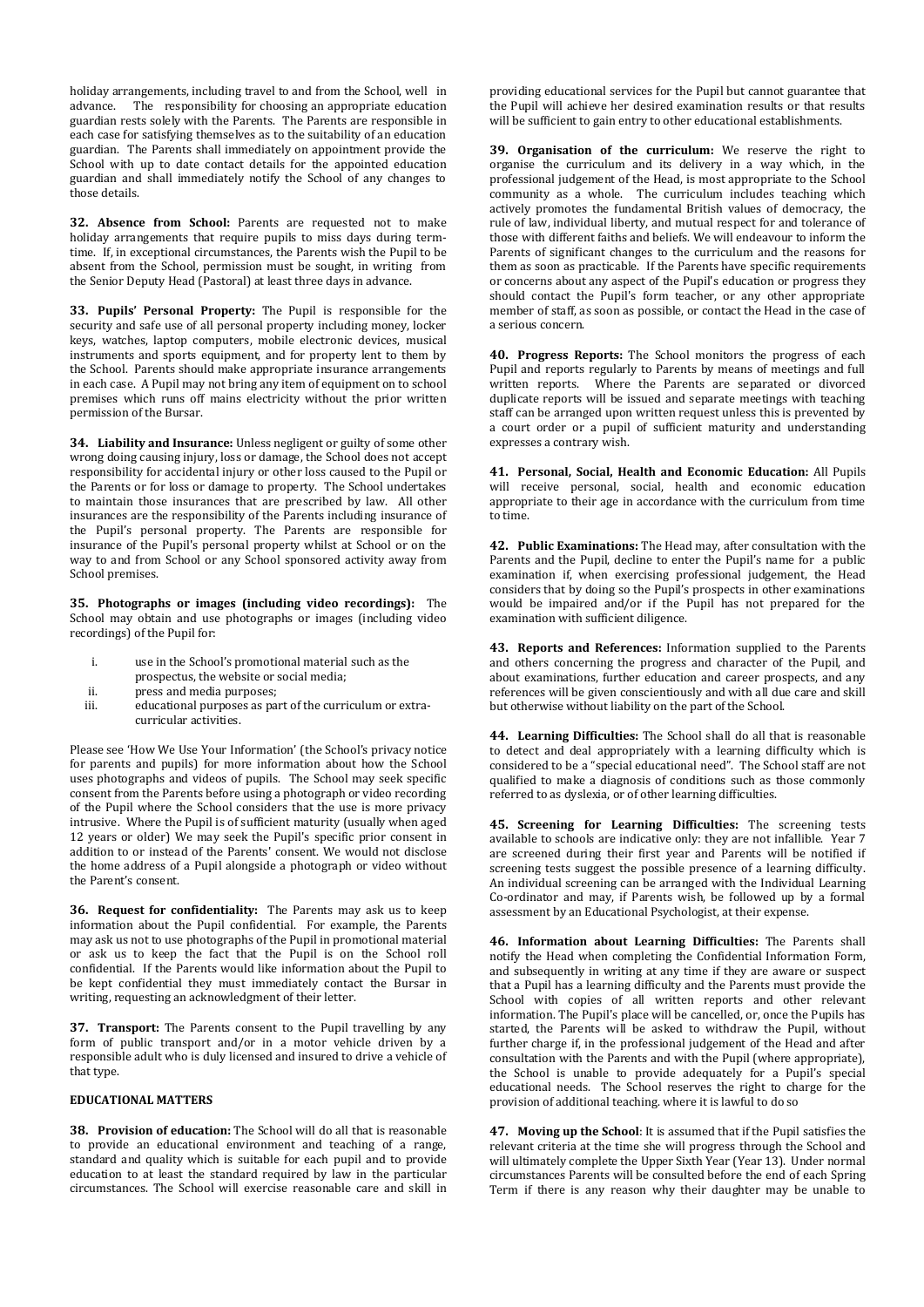holiday arrangements, including travel to and from the School, well in advance. The responsibility for choosing an appropriate education guardian rests solely with the Parents. The Parents are responsible in each case for satisfying themselves as to the suitability of an education guardian. The Parents shall immediately on appointment provide the School with up to date contact details for the appointed education guardian and shall immediately notify the School of any changes to those details.

**32. Absence from School:** Parents are requested not to make holiday arrangements that require pupils to miss days during term-time. If, in exceptional circumstances, the Parents wish the Pupil to be absent from the School, permission must be sought, in writing from the Senior Deputy Head (Pastoral) at least three days in advance.

**33. Pupils' Personal Property:** The Pupil is responsible for the security and safe use of all personal property including money, locker keys, watches, laptop computers, mobile electronic devices, musical instruments and sports equipment, and for property lent to them by the School. Parents should make appropriate insurance arrangements in each case. A Pupil may not bring any item of equipment on to school premises which runs off mains electricity without the prior written permission of the Bursar.

**34. Liability and Insurance:** Unless negligent or guilty of some other wrong doing causing injury, loss or damage, the School does not accept responsibility for accidental injury or other loss caused to the Pupil or the Parents or for loss or damage to property. The School undertakes to maintain those insurances that are prescribed by law. All other insurances are the responsibility of the Parents including insurance of the Pupil's personal property. The Parents are responsible for insurance of the Pupil's personal property whilst at School or on the way to and from School or any School sponsored activity away from School premises.

**35. Photographs or images (including video recordings):** The School may obtain and use photographs or images (including video recordings) of the Pupil for:

i. use in the School's promotional material such as the prospectus, the website or social media;
ii. press and media purposes;
iii. educational purposes as part of the curriculum or extra-curricular activities.

Please see 'How We Use Your Information' (the School's privacy notice for parents and pupils) for more information about how the School uses photographs and videos of pupils. The School may seek specific consent from the Parents before using a photograph or video recording of the Pupil where the School considers that the use is more privacy intrusive. Where the Pupil is of sufficient maturity (usually when aged 12 years or older) We may seek the Pupil's specific prior consent in addition to or instead of the Parents' consent. We would not disclose the home address of a Pupil alongside a photograph or video without the Parent's consent.

**36. Request for confidentiality:** The Parents may ask us to keep information about the Pupil confidential. For example, the Parents may ask us not to use photographs of the Pupil in promotional material or ask us to keep the fact that the Pupil is on the School roll confidential. If the Parents would like information about the Pupil to be kept confidential they must immediately contact the Bursar in writing, requesting an acknowledgment of their letter.

**37. Transport:** The Parents consent to the Pupil travelling by any form of public transport and/or in a motor vehicle driven by a responsible adult who is duly licensed and insured to drive a vehicle of that type.

**EDUCATIONAL MATTERS**

**38. Provision of education:** The School will do all that is reasonable to provide an educational environment and teaching of a range, standard and quality which is suitable for each pupil and to provide education to at least the standard required by law in the particular circumstances. The School will exercise reasonable care and skill in providing educational services for the Pupil but cannot guarantee that the Pupil will achieve her desired examination results or that results will be sufficient to gain entry to other educational establishments.

**39. Organisation of the curriculum:** We reserve the right to organise the curriculum and its delivery in a way which, in the professional judgement of the Head, is most appropriate to the School community as a whole. The curriculum includes teaching which actively promotes the fundamental British values of democracy, the rule of law, individual liberty, and mutual respect for and tolerance of those with different faiths and beliefs. We will endeavour to inform the Parents of significant changes to the curriculum and the reasons for them as soon as practicable. If the Parents have specific requirements or concerns about any aspect of the Pupil's education or progress they should contact the Pupil's form teacher, or any other appropriate member of staff, as soon as possible, or contact the Head in the case of a serious concern.

**40. Progress Reports:** The School monitors the progress of each Pupil and reports regularly to Parents by means of meetings and full written reports. Where the Parents are separated or divorced duplicate reports will be issued and separate meetings with teaching staff can be arranged upon written request unless this is prevented by a court order or a pupil of sufficient maturity and understanding expresses a contrary wish.

**41. Personal, Social, Health and Economic Education:** All Pupils will receive personal, social, health and economic education appropriate to their age in accordance with the curriculum from time to time.

**42. Public Examinations:** The Head may, after consultation with the Parents and the Pupil, decline to enter the Pupil's name for a public examination if, when exercising professional judgement, the Head considers that by doing so the Pupil's prospects in other examinations would be impaired and/or if the Pupil has not prepared for the examination with sufficient diligence.

**43. Reports and References:** Information supplied to the Parents and others concerning the progress and character of the Pupil, and about examinations, further education and career prospects, and any references will be given conscientiously and with all due care and skill but otherwise without liability on the part of the School.

**44. Learning Difficulties:** The School shall do all that is reasonable to detect and deal appropriately with a learning difficulty which is considered to be a "special educational need". The School staff are not qualified to make a diagnosis of conditions such as those commonly referred to as dyslexia, or of other learning difficulties.

**45. Screening for Learning Difficulties:** The screening tests available to schools are indicative only: they are not infallible. Year 7 are screened during their first year and Parents will be notified if screening tests suggest the possible presence of a learning difficulty. An individual screening can be arranged with the Individual Learning Co-ordinator and may, if Parents wish, be followed up by a formal assessment by an Educational Psychologist, at their expense.

**46. Information about Learning Difficulties:** The Parents shall notify the Head when completing the Confidential Information Form, and subsequently in writing at any time if they are aware or suspect that a Pupil has a learning difficulty and the Parents must provide the School with copies of all written reports and other relevant information. The Pupil's place will be cancelled, or, once the Pupils has started, the Parents will be asked to withdraw the Pupil, without further charge if, in the professional judgement of the Head and after consultation with the Parents and with the Pupil (where appropriate), the School is unable to provide adequately for a Pupil's special educational needs. The School reserves the right to charge for the provision of additional teaching. where it is lawful to do so

**47. Moving up the School**: It is assumed that if the Pupil satisfies the relevant criteria at the time she will progress through the School and will ultimately complete the Upper Sixth Year (Year 13). Under normal circumstances Parents will be consulted before the end of each Spring Term if there is any reason why their daughter may be unable to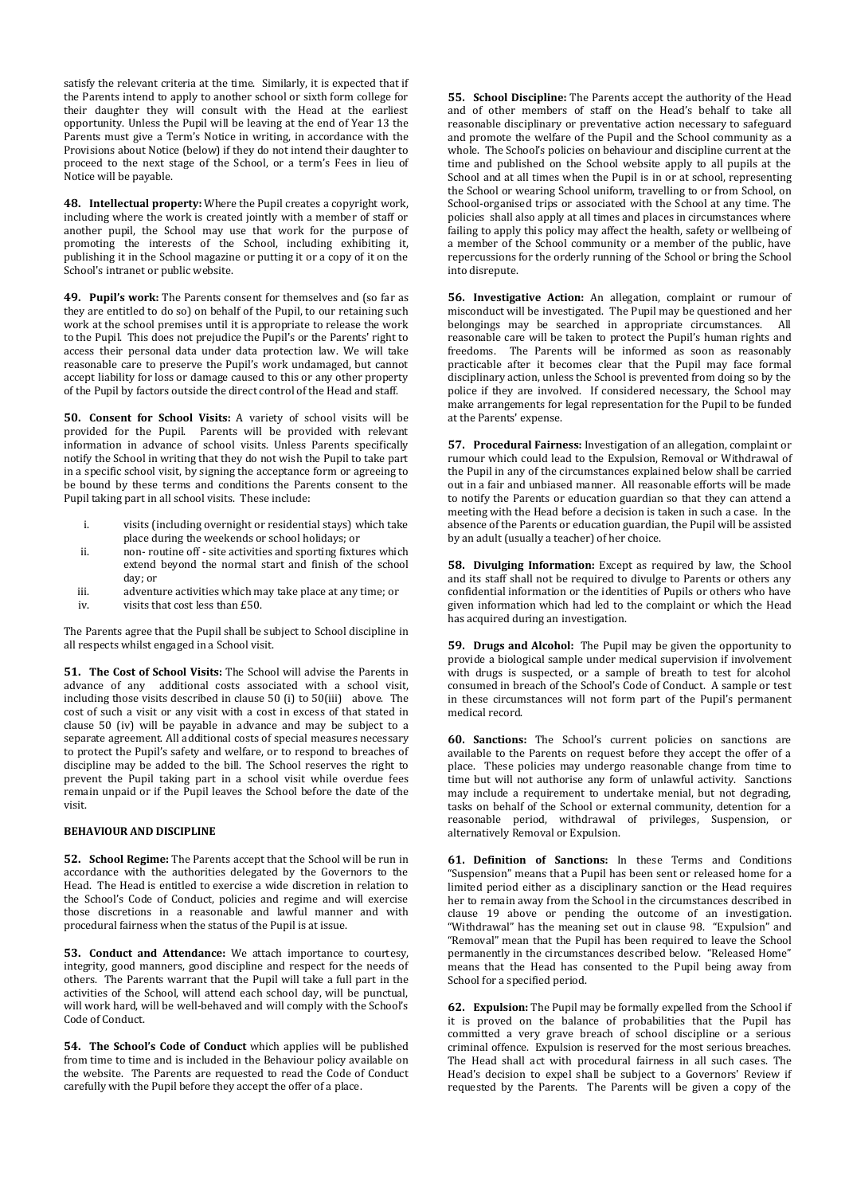satisfy the relevant criteria at the time. Similarly, it is expected that if the Parents intend to apply to another school or sixth form college for their daughter they will consult with the Head at the earliest opportunity. Unless the Pupil will be leaving at the end of Year 13 the Parents must give a Term's Notice in writing, in accordance with the Provisions about Notice (below) if they do not intend their daughter to proceed to the next stage of the School, or a term's Fees in lieu of Notice will be payable.

**48. Intellectual property:** Where the Pupil creates a copyright work, including where the work is created jointly with a member of staff or another pupil, the School may use that work for the purpose of promoting the interests of the School, including exhibiting it, publishing it in the School magazine or putting it or a copy of it on the School's intranet or public website.

**49. Pupil's work:** The Parents consent for themselves and (so far as they are entitled to do so) on behalf of the Pupil, to our retaining such work at the school premises until it is appropriate to release the work to the Pupil. This does not prejudice the Pupil's or the Parents' right to access their personal data under data protection law. We will take reasonable care to preserve the Pupil's work undamaged, but cannot accept liability for loss or damage caused to this or any other property of the Pupil by factors outside the direct control of the Head and staff.

**50. Consent for School Visits:** A variety of school visits will be provided for the Pupil. Parents will be provided with relevant information in advance of school visits. Unless Parents specifically notify the School in writing that they do not wish the Pupil to take part in a specific school visit, by signing the acceptance form or agreeing to be bound by these terms and conditions the Parents consent to the Pupil taking part in all school visits. These include:

i. visits (including overnight or residential stays) which take place during the weekends or school holidays; or
ii. non- routine off - site activities and sporting fixtures which extend beyond the normal start and finish of the school day; or
iii. adventure activities which may take place at any time; or
iv. visits that cost less than £50.

The Parents agree that the Pupil shall be subject to School discipline in all respects whilst engaged in a School visit.

**51. The Cost of School Visits:** The School will advise the Parents in advance of any additional costs associated with a school visit, including those visits described in clause 50 (i) to 50(iii) above. The cost of such a visit or any visit with a cost in excess of that stated in clause 50 (iv) will be payable in advance and may be subject to a separate agreement. All additional costs of special measures necessary to protect the Pupil's safety and welfare, or to respond to breaches of discipline may be added to the bill. The School reserves the right to prevent the Pupil taking part in a school visit while overdue fees remain unpaid or if the Pupil leaves the School before the date of the visit.

**BEHAVIOUR AND DISCIPLINE**

**52. School Regime:** The Parents accept that the School will be run in accordance with the authorities delegated by the Governors to the Head. The Head is entitled to exercise a wide discretion in relation to the School's Code of Conduct, policies and regime and will exercise those discretions in a reasonable and lawful manner and with procedural fairness when the status of the Pupil is at issue.

**53. Conduct and Attendance:** We attach importance to courtesy, integrity, good manners, good discipline and respect for the needs of others. The Parents warrant that the Pupil will take a full part in the activities of the School, will attend each school day, will be punctual, will work hard, will be well-behaved and will comply with the School's Code of Conduct.

**54. The School's Code of Conduct** which applies will be published from time to time and is included in the Behaviour policy available on the website. The Parents are requested to read the Code of Conduct carefully with the Pupil before they accept the offer of a place.

**55. School Discipline:** The Parents accept the authority of the Head and of other members of staff on the Head's behalf to take all reasonable disciplinary or preventative action necessary to safeguard and promote the welfare of the Pupil and the School community as a whole. The School's policies on behaviour and discipline current at the time and published on the School website apply to all pupils at the School and at all times when the Pupil is in or at school, representing the School or wearing School uniform, travelling to or from School, on School-organised trips or associated with the School at any time. The policies shall also apply at all times and places in circumstances where failing to apply this policy may affect the health, safety or wellbeing of a member of the School community or a member of the public, have repercussions for the orderly running of the School or bring the School into disrepute.

**56. Investigative Action:** An allegation, complaint or rumour of misconduct will be investigated. The Pupil may be questioned and her belongings may be searched in appropriate circumstances. All reasonable care will be taken to protect the Pupil's human rights and freedoms. The Parents will be informed as soon as reasonably practicable after it becomes clear that the Pupil may face formal disciplinary action, unless the School is prevented from doing so by the police if they are involved. If considered necessary, the School may make arrangements for legal representation for the Pupil to be funded at the Parents' expense.

**57. Procedural Fairness:** Investigation of an allegation, complaint or rumour which could lead to the Expulsion, Removal or Withdrawal of the Pupil in any of the circumstances explained below shall be carried out in a fair and unbiased manner. All reasonable efforts will be made to notify the Parents or education guardian so that they can attend a meeting with the Head before a decision is taken in such a case. In the absence of the Parents or education guardian, the Pupil will be assisted by an adult (usually a teacher) of her choice.

**58. Divulging Information:** Except as required by law, the School and its staff shall not be required to divulge to Parents or others any confidential information or the identities of Pupils or others who have given information which has led to the complaint or which the Head has acquired during an investigation.

**59. Drugs and Alcohol:** The Pupil may be given the opportunity to provide a biological sample under medical supervision if involvement with drugs is suspected, or a sample of breath to test for alcohol consumed in breach of the School's Code of Conduct. A sample or test in these circumstances will not form part of the Pupil's permanent medical record.

**60. Sanctions:** The School's current policies on sanctions are available to the Parents on request before they accept the offer of a place. These policies may undergo reasonable change from time to time but will not authorise any form of unlawful activity. Sanctions may include a requirement to undertake menial, but not degrading, tasks on behalf of the School or external community, detention for a reasonable period, withdrawal of privileges, Suspension, or alternatively Removal or Expulsion.

**61. Definition of Sanctions:** In these Terms and Conditions "Suspension" means that a Pupil has been sent or released home for a limited period either as a disciplinary sanction or the Head requires her to remain away from the School in the circumstances described in clause 19 above or pending the outcome of an investigation. "Withdrawal" has the meaning set out in clause 98. "Expulsion" and "Removal" mean that the Pupil has been required to leave the School permanently in the circumstances described below. "Released Home" means that the Head has consented to the Pupil being away from School for a specified period.

**62. Expulsion:** The Pupil may be formally expelled from the School if it is proved on the balance of probabilities that the Pupil has committed a very grave breach of school discipline or a serious criminal offence. Expulsion is reserved for the most serious breaches. The Head shall act with procedural fairness in all such cases. The Head's decision to expel shall be subject to a Governors' Review if requested by the Parents. The Parents will be given a copy of the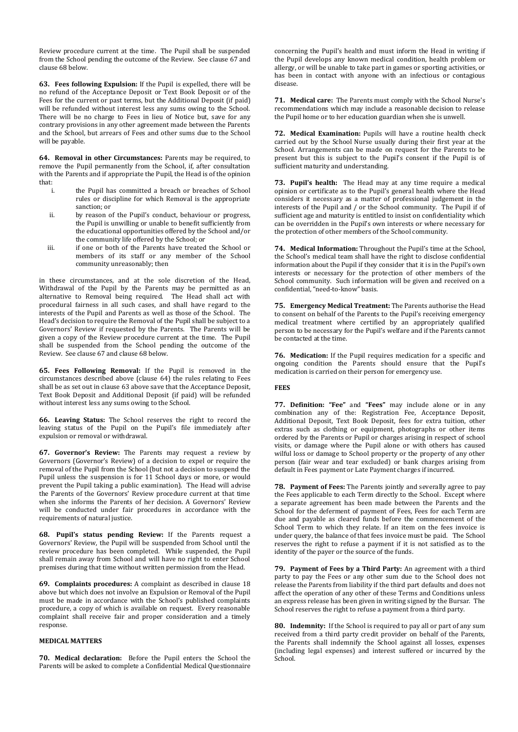Review procedure current at the time. The Pupil shall be suspended from the School pending the outcome of the Review. See clause 67 and clause 68 below.

**63. Fees following Expulsion:** If the Pupil is expelled, there will be no refund of the Acceptance Deposit or Text Book Deposit or of the Fees for the current or past terms, but the Additional Deposit (if paid) will be refunded without interest less any sums owing to the School. There will be no charge to Fees in lieu of Notice but, save for any contrary provisions in any other agreement made between the Parents and the School, but arrears of Fees and other sums due to the School will be payable.

**64. Removal in other Circumstances:** Parents may be required, to remove the Pupil permanently from the School, if, after consultation with the Parents and if appropriate the Pupil, the Head is of the opinion that:

i. the Pupil has committed a breach or breaches of School rules or discipline for which Removal is the appropriate sanction; or
ii. by reason of the Pupil's conduct, behaviour or progress, the Pupil is unwilling or unable to benefit sufficiently from the educational opportunities offered by the School and/or the community life offered by the School; or
iii. if one or both of the Parents have treated the School or members of its staff or any member of the School community unreasonably; then

in these circumstances, and at the sole discretion of the Head, Withdrawal of the Pupil by the Parents may be permitted as an alternative to Removal being required. The Head shall act with procedural fairness in all such cases, and shall have regard to the interests of the Pupil and Parents as well as those of the School. The Head's decision to require the Removal of the Pupil shall be subject to a Governors' Review if requested by the Parents. The Parents will be given a copy of the Review procedure current at the time. The Pupil shall be suspended from the School pending the outcome of the Review. See clause 67 and clause 68 below.

**65. Fees Following Removal:** If the Pupil is removed in the circumstances described above (clause 64) the rules relating to Fees shall be as set out in clause 63 above save that the Acceptance Deposit, Text Book Deposit and Additional Deposit (if paid) will be refunded without interest less any sums owing to the School.

**66. Leaving Status:** The School reserves the right to record the leaving status of the Pupil on the Pupil's file immediately after expulsion or removal or withdrawal.

**67. Governor's Review:** The Parents may request a review by Governors (Governor's Review) of a decision to expel or require the removal of the Pupil from the School (but not a decision to suspend the Pupil unless the suspension is for 11 School days or more, or would prevent the Pupil taking a public examination). The Head will advise the Parents of the Governors' Review procedure current at that time when she informs the Parents of her decision. A Governors' Review will be conducted under fair procedures in accordance with the requirements of natural justice.

**68. Pupil's status pending Review:** If the Parents request a Governors' Review, the Pupil will be suspended from School until the review procedure has been completed. While suspended, the Pupil shall remain away from School and will have no right to enter School premises during that time without written permission from the Head.

**69. Complaints procedures:** A complaint as described in clause 18 above but which does not involve an Expulsion or Removal of the Pupil must be made in accordance with the School's published complaints procedure, a copy of which is available on request. Every reasonable complaint shall receive fair and proper consideration and a timely response.

**MEDICAL MATTERS**

**70. Medical declaration:** Before the Pupil enters the School the Parents will be asked to complete a Confidential Medical Questionnaire concerning the Pupil's health and must inform the Head in writing if the Pupil develops any known medical condition, health problem or allergy, or will be unable to take part in games or sporting activities, or has been in contact with anyone with an infectious or contagious disease.

**71. Medical care:** The Parents must comply with the School Nurse's recommendations which may include a reasonable decision to release the Pupil home or to her education guardian when she is unwell.

**72. Medical Examination:** Pupils will have a routine health check carried out by the School Nurse usually during their first year at the School. Arrangements can be made on request for the Parents to be present but this is subject to the Pupil's consent if the Pupil is of sufficient maturity and understanding.

**73. Pupil's health:** The Head may at any time require a medical opinion or certificate as to the Pupil's general health where the Head considers it necessary as a matter of professional judgement in the interests of the Pupil and / or the School community. The Pupil if of sufficient age and maturity is entitled to insist on confidentiality which can be overridden in the Pupil's own interests or where necessary for the protection of other members of the School community.

**74. Medical Information:** Throughout the Pupil's time at the School, the School's medical team shall have the right to disclose confidential information about the Pupil if they consider that it is in the Pupil's own interests or necessary for the protection of other members of the School community. Such information will be given and received on a confidential, "need-to-know" basis.

**75. Emergency Medical Treatment:** The Parents authorise the Head to consent on behalf of the Parents to the Pupil's receiving emergency medical treatment where certified by an appropriately qualified person to be necessary for the Pupil's welfare and if the Parents cannot be contacted at the time.

**76. Medication:** If the Pupil requires medication for a specific and ongoing condition the Parents should ensure that the Pupil's medication is carried on their person for emergency use.

**FEES**

**77. Definition: "Fee"** and **"Fees"** may include alone or in any combination any of the: Registration Fee, Acceptance Deposit, Additional Deposit, Text Book Deposit, fees for extra tuition, other extras such as clothing or equipment, photographs or other items ordered by the Parents or Pupil or charges arising in respect of school visits, or damage where the Pupil alone or with others has caused wilful loss or damage to School property or the property of any other person (fair wear and tear excluded) or bank charges arising from default in Fees payment or Late Payment charges if incurred.

**78. Payment of Fees:** The Parents jointly and severally agree to pay the Fees applicable to each Term directly to the School. Except where a separate agreement has been made between the Parents and the School for the deferment of payment of Fees, Fees for each Term are due and payable as cleared funds before the commencement of the School Term to which they relate. If an item on the fees invoice is under query, the balance of that fees invoice must be paid. The School reserves the right to refuse a payment if it is not satisfied as to the identity of the payer or the source of the funds.

**79. Payment of Fees by a Third Party:** An agreement with a third party to pay the Fees or any other sum due to the School does not release the Parents from liability if the third part defaults and does not affect the operation of any other of these Terms and Conditions unless an express release has been given in writing signed by the Bursar. The School reserves the right to refuse a payment from a third party.

**80. Indemnity:** If the School is required to pay all or part of any sum received from a third party credit provider on behalf of the Parents, the Parents shall indemnify the School against all losses, expenses (including legal expenses) and interest suffered or incurred by the School.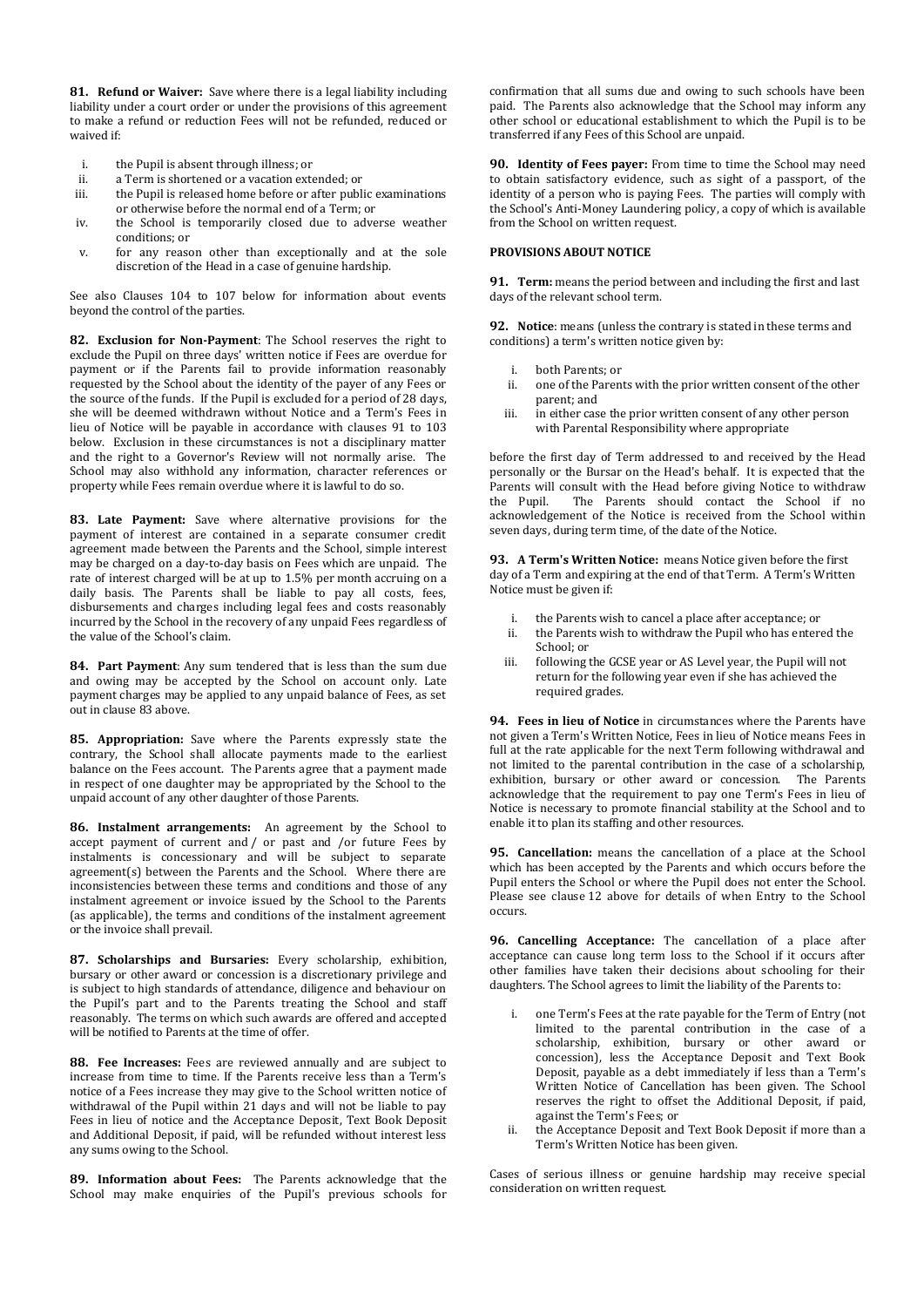**81. Refund or Waiver:** Save where there is a legal liability including liability under a court order or under the provisions of this agreement to make a refund or reduction Fees will not be refunded, reduced or waived if:

i. the Pupil is absent through illness; or
ii. a Term is shortened or a vacation extended; or
iii. the Pupil is released home before or after public examinations or otherwise before the normal end of a Term; or
iv. the School is temporarily closed due to adverse weather conditions; or
v. for any reason other than exceptionally and at the sole discretion of the Head in a case of genuine hardship.

See also Clauses 104 to 107 below for information about events beyond the control of the parties.

**82. Exclusion for Non-Payment**: The School reserves the right to exclude the Pupil on three days' written notice if Fees are overdue for payment or if the Parents fail to provide information reasonably requested by the School about the identity of the payer of any Fees or the source of the funds. If the Pupil is excluded for a period of 28 days, she will be deemed withdrawn without Notice and a Term's Fees in lieu of Notice will be payable in accordance with clauses 91 to 103 below. Exclusion in these circumstances is not a disciplinary matter and the right to a Governor's Review will not normally arise. The School may also withhold any information, character references or property while Fees remain overdue where it is lawful to do so.

**83. Late Payment:** Save where alternative provisions for the payment of interest are contained in a separate consumer credit agreement made between the Parents and the School, simple interest may be charged on a day-to-day basis on Fees which are unpaid. The rate of interest charged will be at up to 1.5% per month accruing on a daily basis. The Parents shall be liable to pay all costs, fees, disbursements and charges including legal fees and costs reasonably incurred by the School in the recovery of any unpaid Fees regardless of the value of the School's claim.

**84. Part Payment**: Any sum tendered that is less than the sum due and owing may be accepted by the School on account only. Late payment charges may be applied to any unpaid balance of Fees, as set out in clause 83 above.

**85. Appropriation:** Save where the Parents expressly state the contrary, the School shall allocate payments made to the earliest balance on the Fees account. The Parents agree that a payment made in respect of one daughter may be appropriated by the School to the unpaid account of any other daughter of those Parents.

**86. Instalment arrangements:** An agreement by the School to accept payment of current and / or past and /or future Fees by instalments is concessionary and will be subject to separate agreement(s) between the Parents and the School. Where there are inconsistencies between these terms and conditions and those of any instalment agreement or invoice issued by the School to the Parents (as applicable), the terms and conditions of the instalment agreement or the invoice shall prevail.

**87. Scholarships and Bursaries:** Every scholarship, exhibition, bursary or other award or concession is a discretionary privilege and is subject to high standards of attendance, diligence and behaviour on the Pupil's part and to the Parents treating the School and staff reasonably. The terms on which such awards are offered and accepted will be notified to Parents at the time of offer.

**88. Fee Increases:** Fees are reviewed annually and are subject to increase from time to time. If the Parents receive less than a Term's notice of a Fees increase they may give to the School written notice of withdrawal of the Pupil within 21 days and will not be liable to pay Fees in lieu of notice and the Acceptance Deposit, Text Book Deposit and Additional Deposit, if paid, will be refunded without interest less any sums owing to the School.

**89. Information about Fees:** The Parents acknowledge that the School may make enquiries of the Pupil's previous schools for confirmation that all sums due and owing to such schools have been paid. The Parents also acknowledge that the School may inform any other school or educational establishment to which the Pupil is to be transferred if any Fees of this School are unpaid.

**90. Identity of Fees payer:** From time to time the School may need to obtain satisfactory evidence, such as sight of a passport, of the identity of a person who is paying Fees. The parties will comply with the School's Anti-Money Laundering policy, a copy of which is available from the School on written request.

**PROVISIONS ABOUT NOTICE**

**91. Term:** means the period between and including the first and last days of the relevant school term.

**92. Notice**: means (unless the contrary is stated in these terms and conditions) a term's written notice given by:

i. both Parents; or
ii. one of the Parents with the prior written consent of the other parent; and
iii. in either case the prior written consent of any other person with Parental Responsibility where appropriate

before the first day of Term addressed to and received by the Head personally or the Bursar on the Head's behalf. It is expected that the Parents will consult with the Head before giving Notice to withdraw the Pupil. The Parents should contact the School if no acknowledgement of the Notice is received from the School within seven days, during term time, of the date of the Notice.

**93. A Term's Written Notice:** means Notice given before the first day of a Term and expiring at the end of that Term. A Term's Written Notice must be given if:

i. the Parents wish to cancel a place after acceptance; or
ii. the Parents wish to withdraw the Pupil who has entered the School; or
iii. following the GCSE year or AS Level year, the Pupil will not return for the following year even if she has achieved the required grades.

**94. Fees in lieu of Notice** in circumstances where the Parents have not given a Term's Written Notice, Fees in lieu of Notice means Fees in full at the rate applicable for the next Term following withdrawal and not limited to the parental contribution in the case of a scholarship, exhibition, bursary or other award or concession. The Parents acknowledge that the requirement to pay one Term's Fees in lieu of Notice is necessary to promote financial stability at the School and to enable it to plan its staffing and other resources.

**95. Cancellation:** means the cancellation of a place at the School which has been accepted by the Parents and which occurs before the Pupil enters the School or where the Pupil does not enter the School. Please see clause 12 above for details of when Entry to the School occurs.

**96. Cancelling Acceptance:** The cancellation of a place after acceptance can cause long term loss to the School if it occurs after other families have taken their decisions about schooling for their daughters. The School agrees to limit the liability of the Parents to:

i. one Term's Fees at the rate payable for the Term of Entry (not limited to the parental contribution in the case of a scholarship, exhibition, bursary or other award or concession), less the Acceptance Deposit and Text Book Deposit, payable as a debt immediately if less than a Term's Written Notice of Cancellation has been given. The School reserves the right to offset the Additional Deposit, if paid, against the Term's Fees; or
ii. the Acceptance Deposit and Text Book Deposit if more than a Term's Written Notice has been given.

Cases of serious illness or genuine hardship may receive special consideration on written request.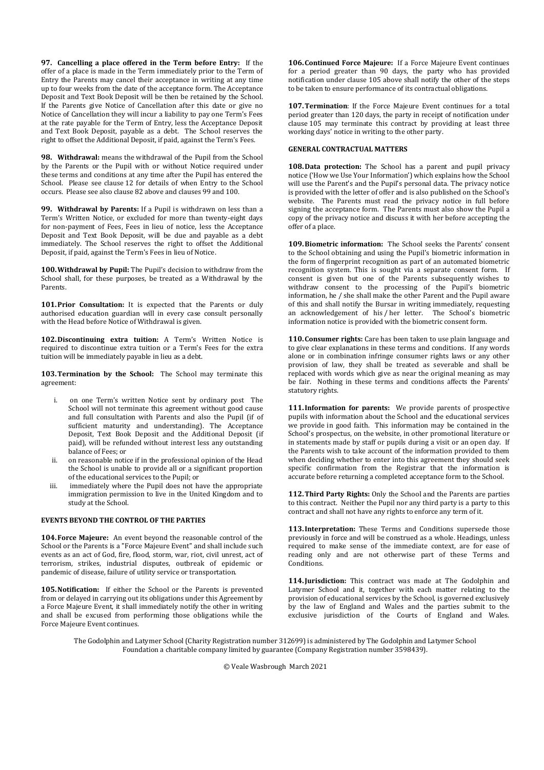**97. Cancelling a place offered in the Term before Entry:** If the offer of a place is made in the Term immediately prior to the Term of Entry the Parents may cancel their acceptance in writing at any time up to four weeks from the date of the acceptance form. The Acceptance Deposit and Text Book Deposit will be then be retained by the School. If the Parents give Notice of Cancellation after this date or give no Notice of Cancellation they will incur a liability to pay one Term's Fees at the rate payable for the Term of Entry, less the Acceptance Deposit and Text Book Deposit, payable as a debt. The School reserves the right to offset the Additional Deposit, if paid, against the Term's Fees.

**98. Withdrawal:** means the withdrawal of the Pupil from the School by the Parents or the Pupil with or without Notice required under these terms and conditions at any time after the Pupil has entered the School. Please see clause 12 for details of when Entry to the School occurs. Please see also clause 82 above and clauses 99 and 100.

**99. Withdrawal by Parents:** If a Pupil is withdrawn on less than a Term's Written Notice, or excluded for more than twenty-eight days for non-payment of Fees, Fees in lieu of notice, less the Acceptance Deposit and Text Book Deposit, will be due and payable as a debt immediately. The School reserves the right to offset the Additional Deposit, if paid, against the Term's Fees in lieu of Notice.

**100. Withdrawal by Pupil:** The Pupil's decision to withdraw from the School shall, for these purposes, be treated as a Withdrawal by the Parents.

**101. Prior Consultation:** It is expected that the Parents or duly authorised education guardian will in every case consult personally with the Head before Notice of Withdrawal is given.

**102. Discontinuing extra tuition:** A Term's Written Notice is required to discontinue extra tuition or a Term's Fees for the extra tuition will be immediately payable in lieu as a debt.

**103. Termination by the School:** The School may terminate this agreement:

i. on one Term's written Notice sent by ordinary post The School will not terminate this agreement without good cause and full consultation with Parents and also the Pupil (if of sufficient maturity and understanding). The Acceptance Deposit, Text Book Deposit and the Additional Deposit (if paid), will be refunded without interest less any outstanding balance of Fees; or
ii. on reasonable notice if in the professional opinion of the Head the School is unable to provide all or a significant proportion of the educational services to the Pupil; or
iii. immediately where the Pupil does not have the appropriate immigration permission to live in the United Kingdom and to study at the School.

**EVENTS BEYOND THE CONTROL OF THE PARTIES**

**104. Force Majeure:** An event beyond the reasonable control of the School or the Parents is a "Force Majeure Event" and shall include such events as an act of God, fire, flood, storm, war, riot, civil unrest, act of terrorism, strikes, industrial disputes, outbreak of epidemic or pandemic of disease, failure of utility service or transportation.

**105. Notification:** If either the School or the Parents is prevented from or delayed in carrying out its obligations under this Agreement by a Force Majeure Event, it shall immediately notify the other in writing and shall be excused from performing those obligations while the Force Majeure Event continues.

**106. Continued Force Majeure:** If a Force Majeure Event continues for a period greater than 90 days, the party who has provided notification under clause 105 above shall notify the other of the steps to be taken to ensure performance of its contractual obligations.

**107. Termination**: If the Force Majeure Event continues for a total period greater than 120 days, the party in receipt of notification under clause 105 may terminate this contract by providing at least three working days' notice in writing to the other party.

**GENERAL CONTRACTUAL MATTERS**

**108. Data protection:** The School has a parent and pupil privacy notice ('How we Use Your Information') which explains how the School will use the Parent's and the Pupil's personal data. The privacy notice is provided with the letter of offer and is also published on the School's website. The Parents must read the privacy notice in full before signing the acceptance form. The Parents must also show the Pupil a copy of the privacy notice and discuss it with her before accepting the offer of a place.

**109. Biometric information:** The School seeks the Parents' consent to the School obtaining and using the Pupil's biometric information in the form of fingerprint recognition as part of an automated biometric recognition system. This is sought via a separate consent form. If consent is given but one of the Parents subsequently wishes to withdraw consent to the processing of the Pupil's biometric information, he / she shall make the other Parent and the Pupil aware of this and shall notify the Bursar in writing immediately, requesting an acknowledgement of his / her letter. The School's biometric information notice is provided with the biometric consent form.

**110. Consumer rights:** Care has been taken to use plain language and to give clear explanations in these terms and conditions. If any words alone or in combination infringe consumer rights laws or any other provision of law, they shall be treated as severable and shall be replaced with words which give as near the original meaning as may be fair. Nothing in these terms and conditions affects the Parents' statutory rights.

**111. Information for parents:** We provide parents of prospective pupils with information about the School and the educational services we provide in good faith. This information may be contained in the School's prospectus, on the website, in other promotional literature or in statements made by staff or pupils during a visit or an open day. If the Parents wish to take account of the information provided to them when deciding whether to enter into this agreement they should seek specific confirmation from the Registrar that the information is accurate before returning a completed acceptance form to the School.

**112. Third Party Rights:** Only the School and the Parents are parties to this contract. Neither the Pupil nor any third party is a party to this contract and shall not have any rights to enforce any term of it.

**113. Interpretation:** These Terms and Conditions supersede those previously in force and will be construed as a whole. Headings, unless required to make sense of the immediate context, are for ease of reading only and are not otherwise part of these Terms and Conditions.

**114. Jurisdiction:** This contract was made at The Godolphin and Latymer School and it, together with each matter relating to the provision of educational services by the School, is governed exclusively by the law of England and Wales and the parties submit to the exclusive jurisdiction of the Courts of England and Wales.

The Godolphin and Latymer School (Charity Registration number 312699) is administered by The Godolphin and Latymer School Foundation a charitable company limited by guarantee (Company Registration number 3598439).

© Veale Wasbrough March 2021